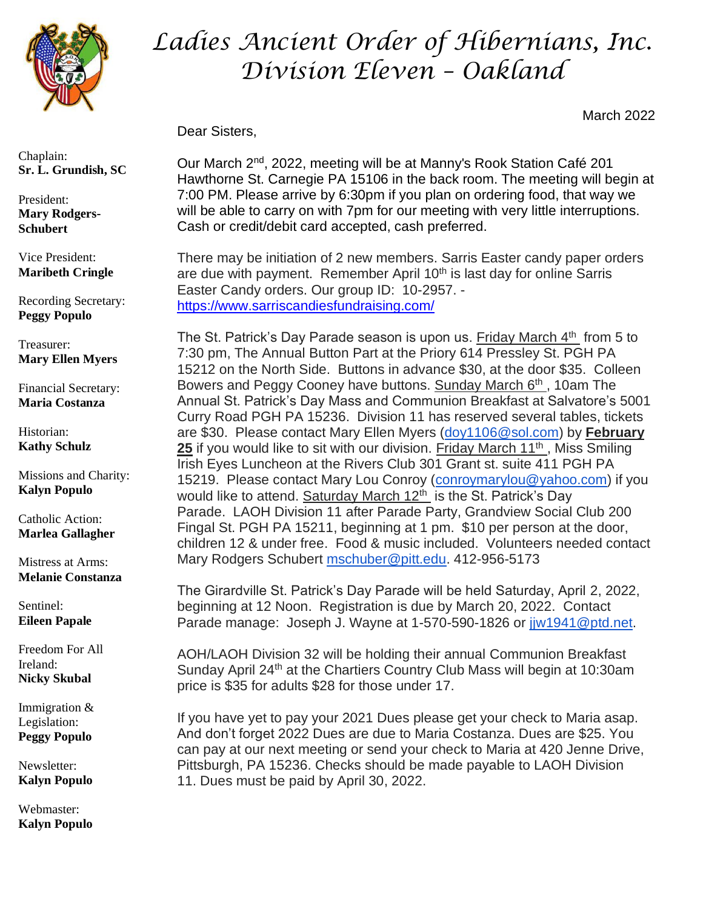# Ladies Ancient Order of Hibernians, Inc.
## Division Eleven – Oakland

March 2022

Chaplain:
**Sr. L. Grundish, SC**

President:
**Mary Rodgers-Schubert**

Vice President:
**Maribeth Cringle**

Recording Secretary:
**Peggy Populo**

Treasurer:
**Mary Ellen Myers**

Financial Secretary:
**Maria Costanza**

Historian:
**Kathy Schulz**

Missions and Charity:
**Kalyn Populo**

Catholic Action:
**Marlea Gallagher**

Mistress at Arms:
**Melanie Constanza**

Sentinel:
**Eileen Papale**

Freedom For All Ireland:
**Nicky Skubal**

Immigration & Legislation:
**Peggy Populo**

Newsletter:
**Kalyn Populo**

Webmaster:
**Kalyn Populo**

Dear Sisters,

Our March 2nd, 2022, meeting will be at Manny's Rook Station Café 201 Hawthorne St. Carnegie PA 15106 in the back room. The meeting will begin at 7:00 PM. Please arrive by 6:30pm if you plan on ordering food, that way we will be able to carry on with 7pm for our meeting with very little interruptions. Cash or credit/debit card accepted, cash preferred.

There may be initiation of 2 new members. Sarris Easter candy paper orders are due with payment. Remember April 10th is last day for online Sarris Easter Candy orders. Our group ID: 10-2957. - https://www.sarriscandiesfundraising.com/

The St. Patrick's Day Parade season is upon us. Friday March 4th from 5 to 7:30 pm, The Annual Button Part at the Priory 614 Pressley St. PGH PA 15212 on the North Side. Buttons in advance $30, at the door $35. Colleen Bowers and Peggy Cooney have buttons. Sunday March 6th, 10am The Annual St. Patrick's Day Mass and Communion Breakfast at Salvatore's 5001 Curry Road PGH PA 15236. Division 11 has reserved several tables, tickets are $30. Please contact Mary Ellen Myers (doy1106@sol.com) by **February 25** if you would like to sit with our division. Friday March 11th, Miss Smiling Irish Eyes Luncheon at the Rivers Club 301 Grant st. suite 411 PGH PA 15219. Please contact Mary Lou Conroy (conroymarylou@yahoo.com) if you would like to attend. Saturday March 12th is the St. Patrick's Day Parade. LAOH Division 11 after Parade Party, Grandview Social Club 200 Fingal St. PGH PA 15211, beginning at 1 pm. $10 per person at the door, children 12 & under free. Food & music included. Volunteers needed contact Mary Rodgers Schubert mschuber@pitt.edu. 412-956-5173

The Girardville St. Patrick's Day Parade will be held Saturday, April 2, 2022, beginning at 12 Noon. Registration is due by March 20, 2022. Contact Parade manage: Joseph J. Wayne at 1-570-590-1826 or jjw1941@ptd.net.

AOH/LAOH Division 32 will be holding their annual Communion Breakfast Sunday April 24th at the Chartiers Country Club Mass will begin at 10:30am price is $35 for adults $28 for those under 17.

If you have yet to pay your 2021 Dues please get your check to Maria asap. And don't forget 2022 Dues are due to Maria Costanza. Dues are $25. You can pay at our next meeting or send your check to Maria at 420 Jenne Drive, Pittsburgh, PA 15236. Checks should be made payable to LAOH Division 11. Dues must be paid by April 30, 2022.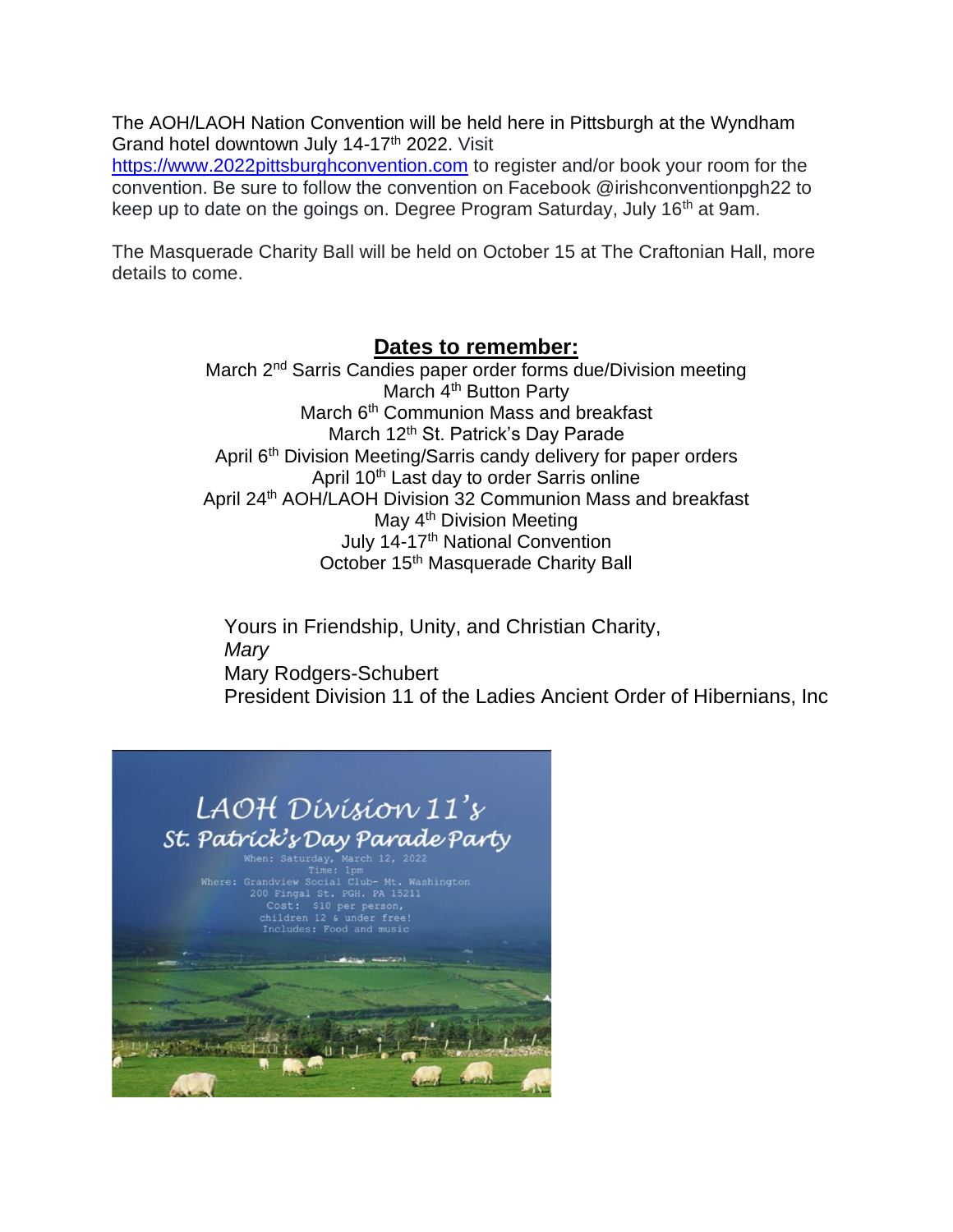The AOH/LAOH Nation Convention will be held here in Pittsburgh at the Wyndham Grand hotel downtown July 14-17th 2022. Visit https://www.2022pittsburghconvention.com to register and/or book your room for the convention. Be sure to follow the convention on Facebook @irishconventionpgh22 to keep up to date on the goings on. Degree Program Saturday, July 16th at 9am.

The Masquerade Charity Ball will be held on October 15 at The Craftonian Hall, more details to come.

## **Dates to remember:**

March 2nd Sarris Candies paper order forms due/Division meeting
March 4th Button Party
March 6th Communion Mass and breakfast
March 12th St. Patrick's Day Parade
April 6th Division Meeting/Sarris candy delivery for paper orders
April 10th Last day to order Sarris online
April 24th AOH/LAOH Division 32 Communion Mass and breakfast
May 4th Division Meeting
July 14-17th National Convention
October 15th Masquerade Charity Ball

Yours in Friendship, Unity, and Christian Charity,
*Mary*
Mary Rodgers-Schubert
President Division 11 of the Ladies Ancient Order of Hibernians, Inc

LAOH Division 11's
St. Patrick's Day Parade Party

When: Saturday, March 12, 2022
Time: 1pm
Where: Grandview Social Club- Mt. Washington
200 Fingal St. PGH. PA 15211
Cost: $10 per person,
children 12 & under free!
Includes: Food and music